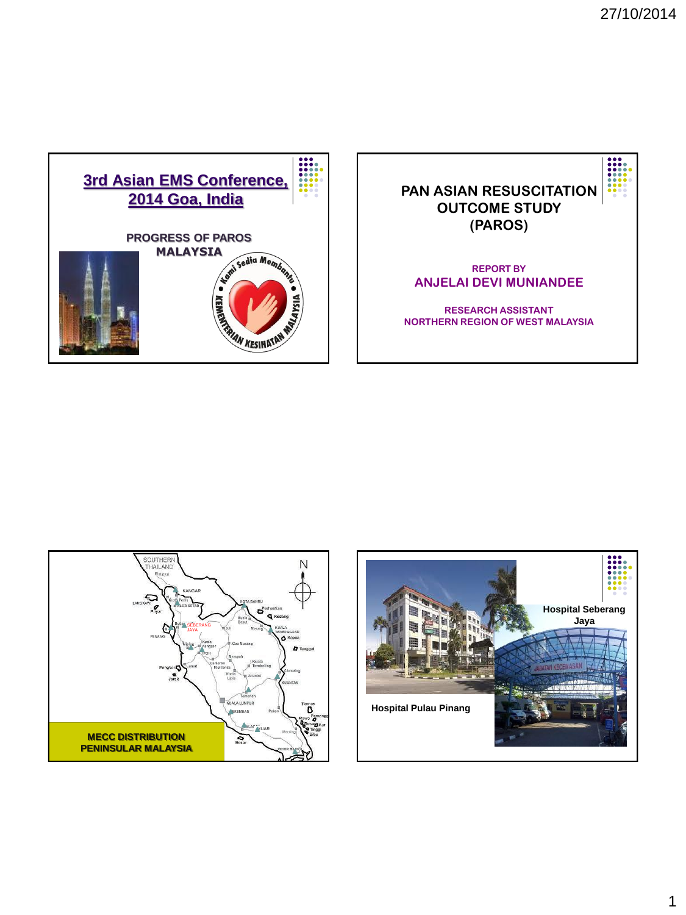## 3rd Asian EMS Conference, 2014 Goa, India

PROGRESS OF PAROS MALAYSIA

## PAN ASIAN RESUSCITATION OUTCOME STUDY (PAROS)

REPORT BY

ANJELAI DEVI MUNIANDEE

RESEARCH ASSISTANT
NORTHERN REGION OF WEST MALAYSIA

**MECC DISTRIBUTION PENINSULAR MALAYSIA**

Hospital Seberang Jaya

Hospital Pulau Pinang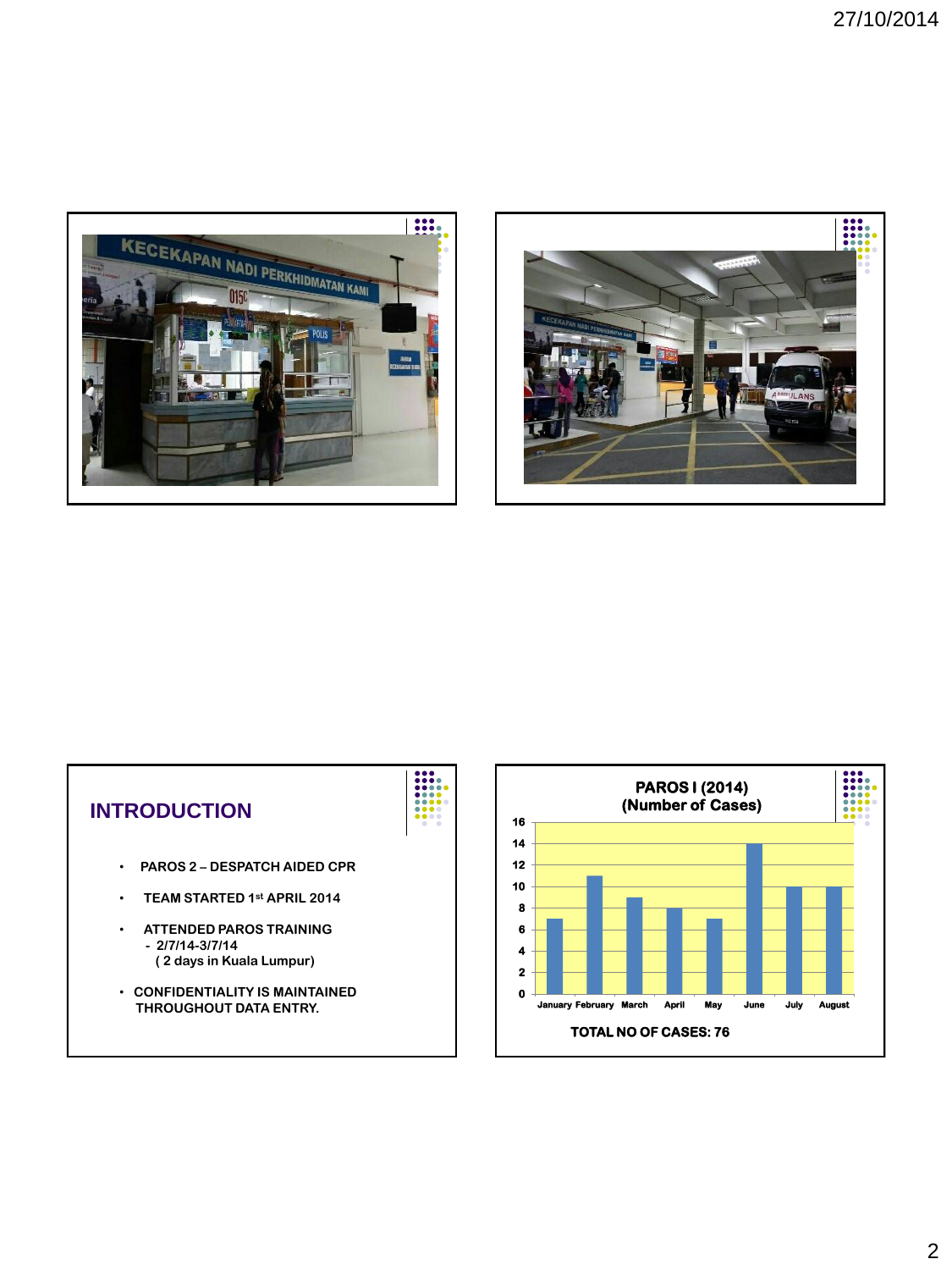## INTRODUCTION

- PAROS 2 – DESPATCH AIDED CPR
- TEAM STARTED 1st APRIL 2014
- ATTENDED PAROS TRAINING
  - 2/7/14-3/7/14
    ( 2 days in Kuala Lumpur)
- CONFIDENTIALITY IS MAINTAINED THROUGHOUT DATA ENTRY.

**PAROS I (2014)**
**(Number of Cases)**

| Month | Number of Cases |
|---|---|
| January | 7 |
| February | 11 |
| March | 9 |
| April | 8 |
| May | 7 |
| June | 14 |
| July | 10 |
| August | 10 |

**TOTAL NO OF CASES: 76**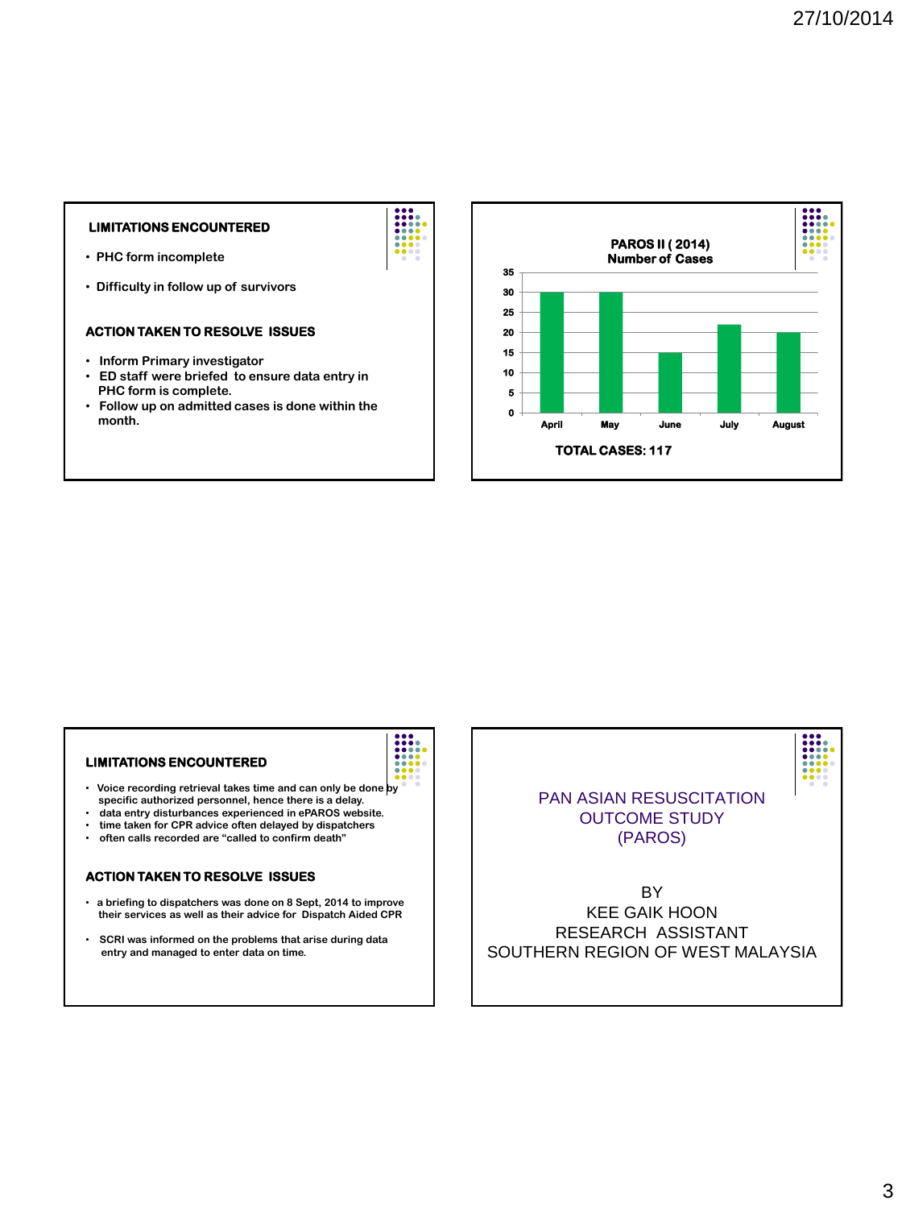## LIMITATIONS ENCOUNTERED

- PHC form incomplete
- Difficulty in follow up of survivors

## ACTION TAKEN TO RESOLVE ISSUES

- Inform Primary investigator
- ED staff were briefed to ensure data entry in PHC form is complete.
- Follow up on admitted cases is done within the month.

## PAROS II ( 2014) Number of Cases

| Month | Number of Cases |
| --- | --- |
| April | 30 |
| May | 30 |
| June | 15 |
| July | 22 |
| August | 20 |

**TOTAL CASES: 117**

## LIMITATIONS ENCOUNTERED

- Voice recording retrieval takes time and can only be done by specific authorized personnel, hence there is a delay.
- data entry disturbances experienced in ePAROS website.
- time taken for CPR advice often delayed by dispatchers
- often calls recorded are "called to confirm death"

## ACTION TAKEN TO RESOLVE ISSUES

- a briefing to dispatchers was done on 8 Sept, 2014 to improve their services as well as their advice for Dispatch Aided CPR
- SCRI was informed on the problems that arise during data entry and managed to enter data on time.

# PAN ASIAN RESUSCITATION OUTCOME STUDY (PAROS)

BY
KEE GAIK HOON
RESEARCH ASSISTANT
SOUTHERN REGION OF WEST MALAYSIA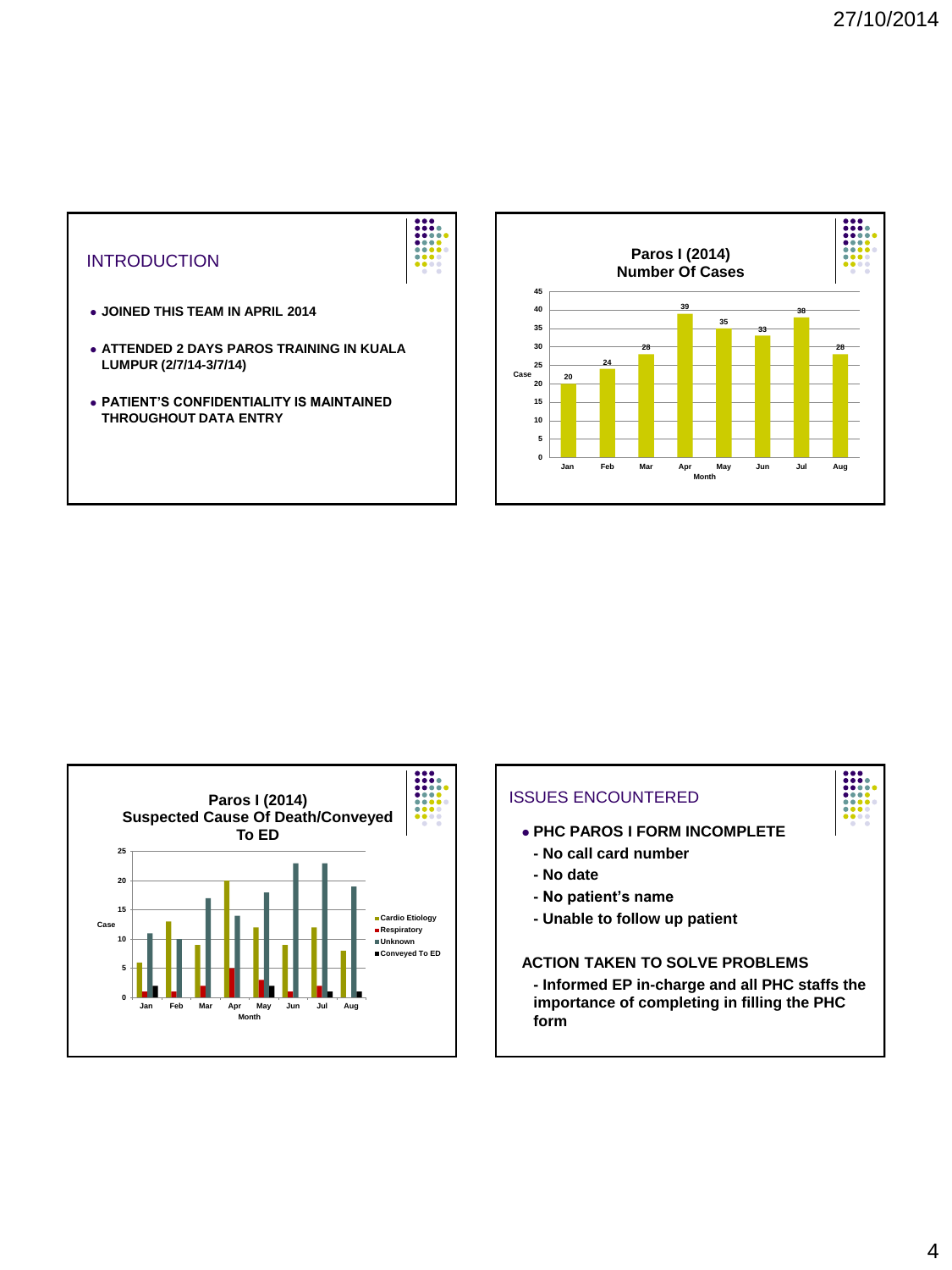## INTRODUCTION

- JOINED THIS TEAM IN APRIL 2014
- ATTENDED 2 DAYS PAROS TRAINING IN KUALA LUMPUR (2/7/14-3/7/14)
- PATIENT'S CONFIDENTIALITY IS MAINTAINED THROUGHOUT DATA ENTRY

## Paros I (2014) Number Of Cases

| Month | Case |
|---|---|
| Jan | 20 |
| Feb | 24 |
| Mar | 28 |
| Apr | 39 |
| May | 35 |
| Jun | 33 |
| Jul | 38 |
| Aug | 28 |

## Paros I (2014) Suspected Cause Of Death/Conveyed To ED

| Month | Cardio Etiology | Respiratory | Unknown | Conveyed To ED |
|---|---|---|---|---|
| Jan | 6 | 1 | 11 | 2 |
| Feb | 13 | 1 | 10 | 0 |
| Mar | 9 | 2 | 17 | 0 |
| Apr | 20 | 5 | 14 | 0 |
| May | 12 | 3 | 18 | 2 |
| Jun | 9 | 1 | 23 | 0 |
| Jul | 12 | 2 | 23 | 1 |
| Aug | 8 | 0 | 19 | 1 |

## ISSUES ENCOUNTERED

- PHC PAROS I FORM INCOMPLETE
  - No call card number
  - No date
  - No patient's name
  - Unable to follow up patient

**ACTION TAKEN TO SOLVE PROBLEMS**

- Informed EP in-charge and all PHC staffs the importance of completing in filling the PHC form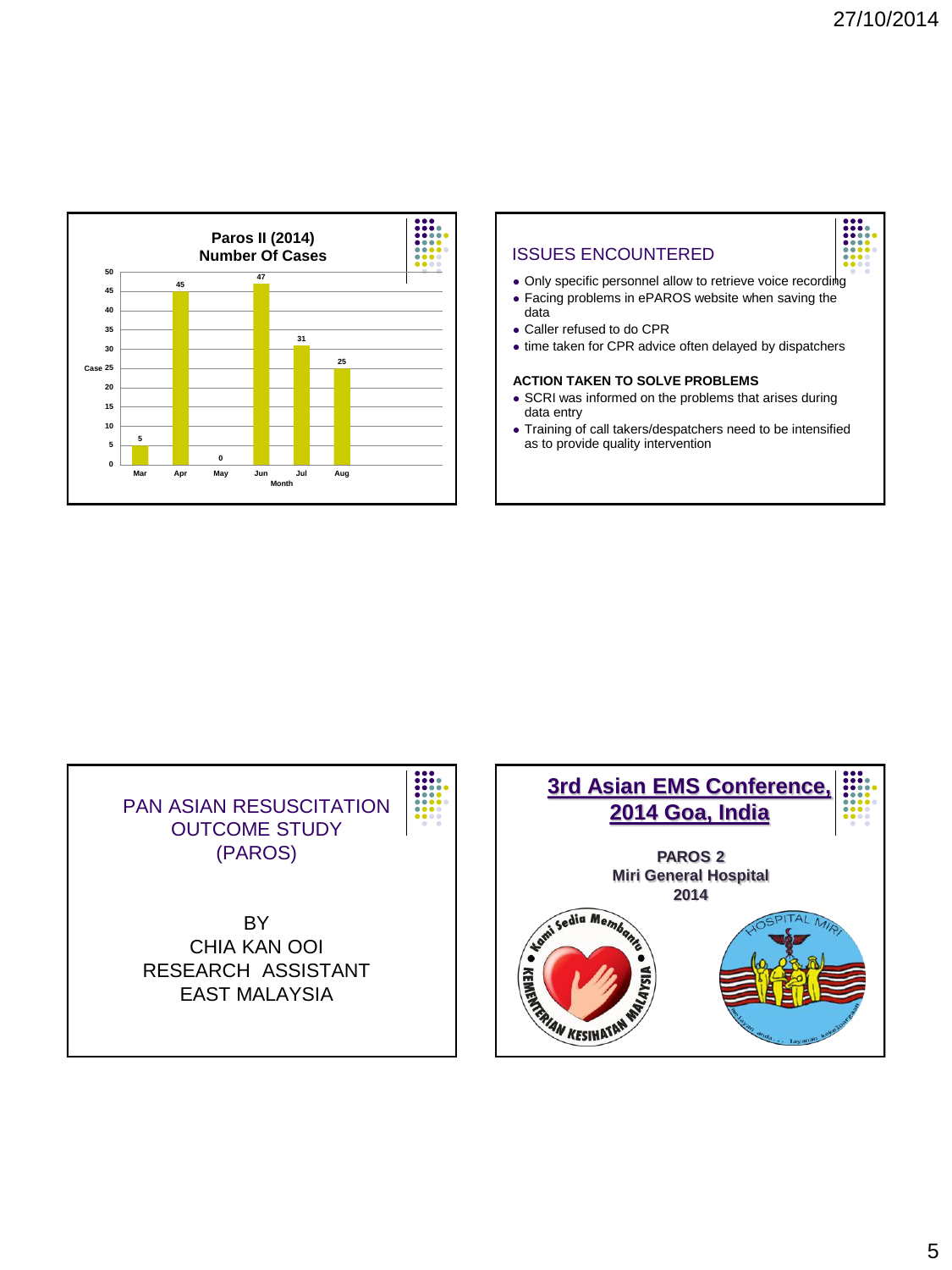## Paros II (2014)
## Number Of Cases

| Month | Case |
|---|---|
| Mar | 5 |
| Apr | 45 |
| May | 0 |
| Jun | 47 |
| Jul | 31 |
| Aug | 25 |

## ISSUES ENCOUNTERED

- Only specific personnel allow to retrieve voice recording
- Facing problems in ePAROS website when saving the data
- Caller refused to do CPR
- time taken for CPR advice often delayed by dispatchers

**ACTION TAKEN TO SOLVE PROBLEMS**

- SCRI was informed on the problems that arises during data entry
- Training of call takers/despatchers need to be intensified as to provide quality intervention

## PAN ASIAN RESUSCITATION OUTCOME STUDY (PAROS)

BY
CHIA KAN OOI
RESEARCH ASSISTANT
EAST MALAYSIA

## 3rd Asian EMS Conference, 2014 Goa, India

**PAROS 2**
**Miri General Hospital**
**2014**

Kami Sedia Membantu
KEMENTERIAN KESIHATAN MALAYSIA

HOSPITAL MIRI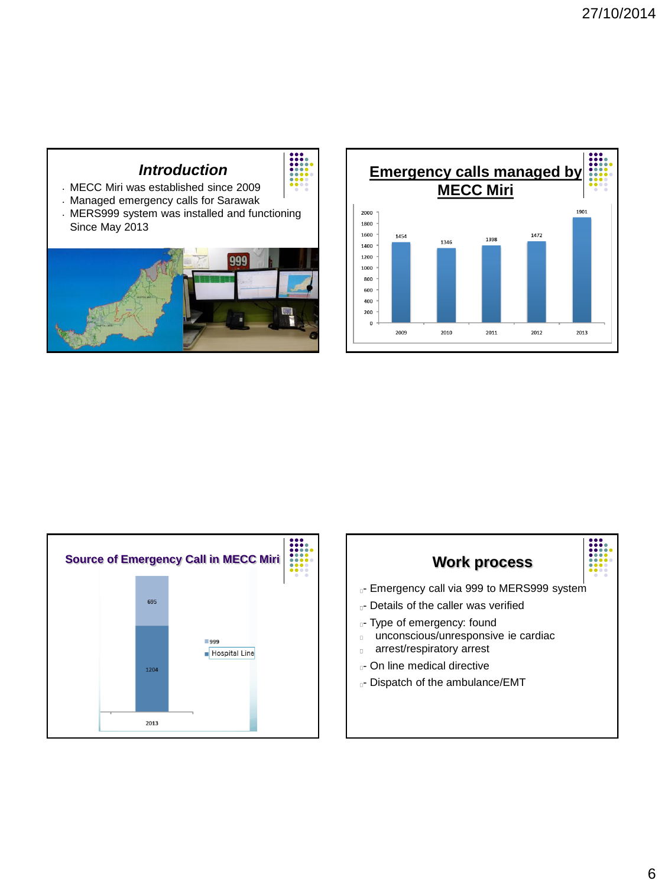## Introduction

- MECC Miri was established since 2009
- Managed emergency calls for Sarawak
- MERS999 system was installed and functioning Since May 2013

## Emergency calls managed by MECC Miri

| Year | Calls |
|---|---|
| 2009 | 1454 |
| 2010 | 1346 |
| 2011 | 1398 |
| 2012 | 1472 |
| 2013 | 1901 |

## Source of Emergency Call in MECC Miri

| Year | 999 | Hospital Line |
|---|---|---|
| 2013 | 695 | 1204 |

## Work process

- Emergency call via 999 to MERS999 system
- Details of the caller was verified
- Type of emergency: found
  - unconscious/unresponsive ie cardiac
  - arrest/respiratory arrest
- On line medical directive
- Dispatch of the ambulance/EMT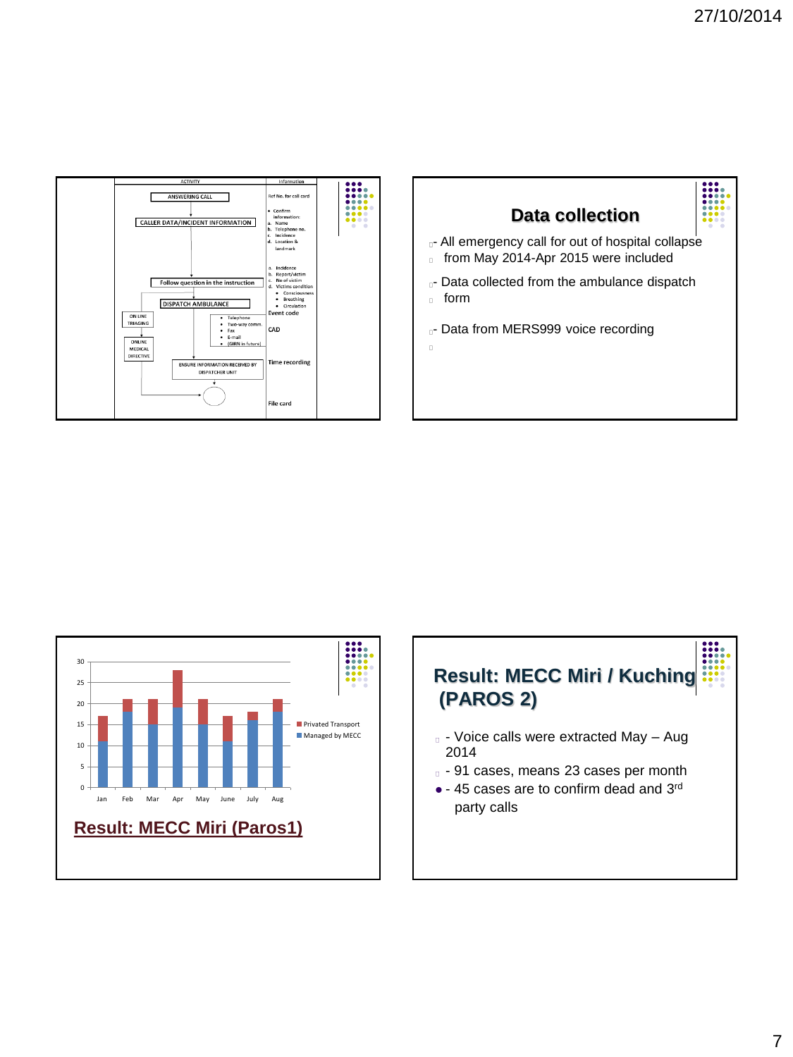| ACTIVITY | Information |
| --- | --- |
| ANSWERING CALL | Ref No. for call card |
| CALLER DATA/INCIDENT INFORMATION | • Confirm information: a. Name b. Telephone no. c. Incidence d. Location & landmark |
| Follow question in the instruction | a. Incidence b. Report/victim c. No of victim d. Victims condition • Consciousness • Breathing • Circulation |
| DISPATCH AMBULANCE | Event code |
| ON LINE TRIAGING / ONLINE MEDICAL DIRECTIVE / • Telephone • Two-way comm. • Fax • E-mail • (GIRN in future) | CAD |
| ENSURE INFORMATION RECEIVED BY DISPATCHER UNIT | Time recording |
| | File card |

## Data collection

- All emergency call for out of hospital collapse from May 2014-Apr 2015 were included
- Data collected from the ambulance dispatch form
- Data from MERS999 voice recording

| Month | Managed by MECC | Privated Transport |
| --- | --- | --- |
| Jan | 11 | 6 |
| Feb | 18 | 3 |
| Mar | 15 | 6 |
| Apr | 19 | 9 |
| May | 15 | 6 |
| June | 11 | 6 |
| July | 16 | 2 |
| Aug | 18 | 3 |

## Result: MECC Miri (Paros1)

## Result: MECC Miri / Kuching (PAROS 2)

- Voice calls were extracted May – Aug 2014
- 91 cases, means 23 cases per month
- 45 cases are to confirm dead and 3rd party calls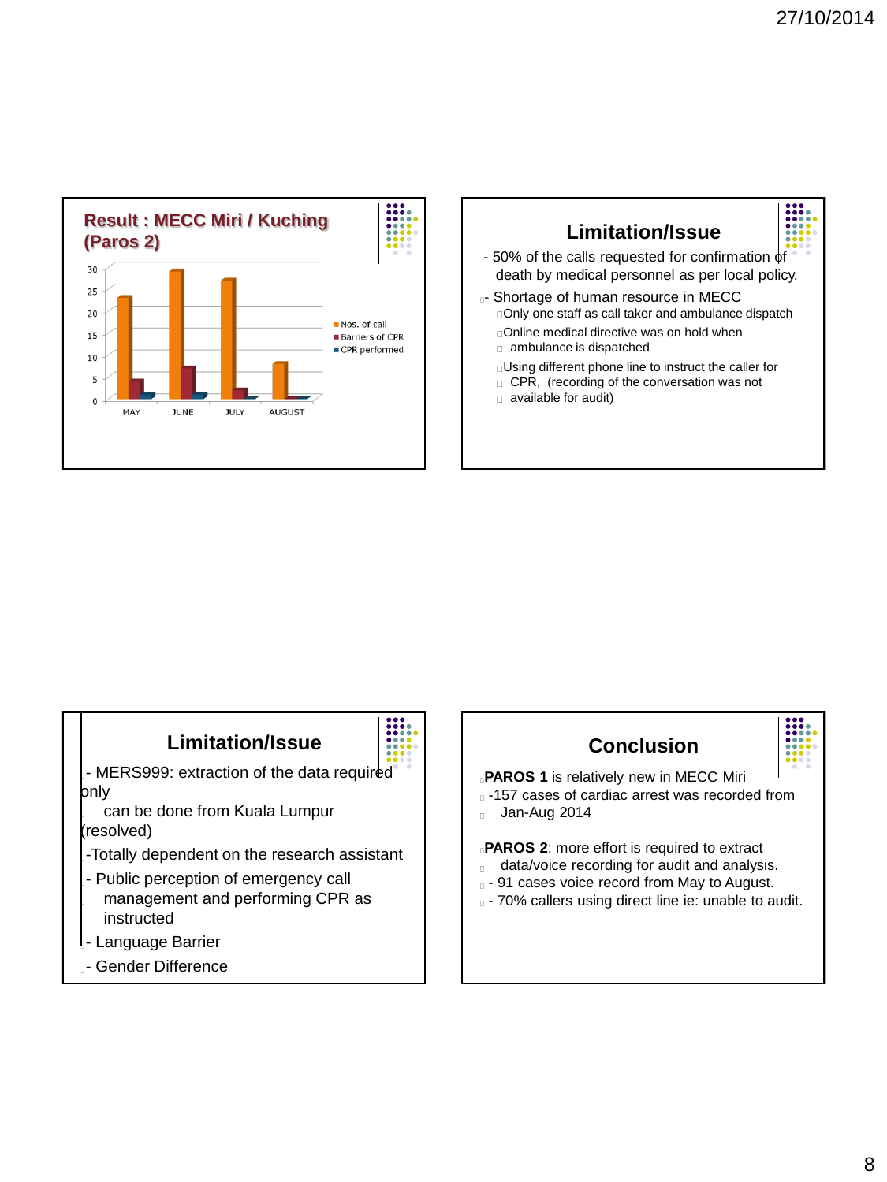## Result : MECC Miri / Kuching (Paros 2)

| Month | Nos. of call | Barriers of CPR | CPR performed |
|---|---|---|---|
| MAY | 23 | 4 | 1 |
| JUNE | 29 | 7 | 1 |
| JULY | 27 | 2 | 0 |
| AUGUST | 8 | 0 | 0 |

## Limitation/Issue

- 50% of the calls requested for confirmation of death by medical personnel as per local policy.
- Shortage of human resource in MECC
  - Only one staff as call taker and ambulance dispatch
  - Online medical directive was on hold when ambulance is dispatched
  - Using different phone line to instruct the caller for CPR, (recording of the conversation was not available for audit)

## Limitation/Issue

- MERS999: extraction of the data required only can be done from Kuala Lumpur (resolved)
- Totally dependent on the research assistant
- Public perception of emergency call management and performing CPR as instructed
- Language Barrier
- Gender Difference

## Conclusion

**PAROS 1** is relatively new in MECC Miri
- 157 cases of cardiac arrest was recorded from Jan-Aug 2014

**PAROS 2**: more effort is required to extract data/voice recording for audit and analysis.
- 91 cases voice record from May to August.
- 70% callers using direct line ie: unable to audit.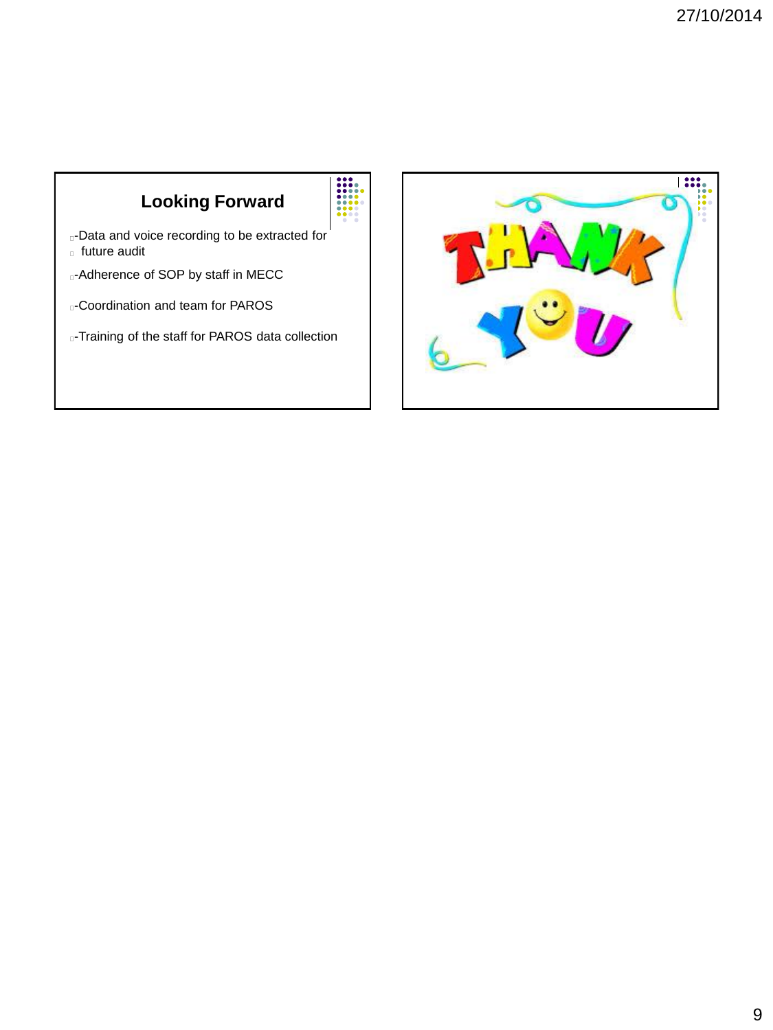## Looking Forward

- -Data and voice recording to be extracted for future audit
- -Adherence of SOP by staff in MECC
- -Coordination and team for PAROS
- -Training of the staff for PAROS data collection

THANK YOU